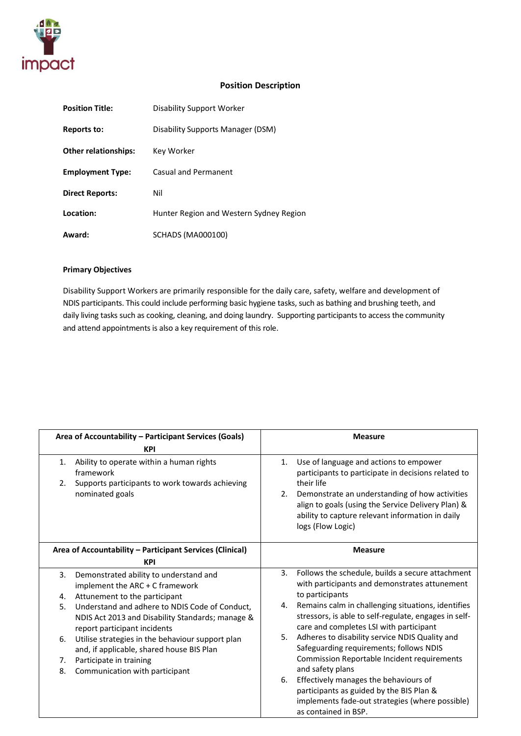impact

## Position Description

| | |
|---|---|
| **Position Title:** | Disability Support Worker |
| **Reports to:** | Disability Supports Manager (DSM) |
| **Other relationships:** | Key Worker |
| **Employment Type:** | Casual and Permanent |
| **Direct Reports:** | Nil |
| **Location:** | Hunter Region and Western Sydney Region |
| **Award:** | SCHADS (MA000100) |

### Primary Objectives

Disability Support Workers are primarily responsible for the daily care, safety, welfare and development of NDIS participants. This could include performing basic hygiene tasks, such as bathing and brushing teeth, and daily living tasks such as cooking, cleaning, and doing laundry. Supporting participants to access the community and attend appointments is also a key requirement of this role.

| **Area of Accountability – Participant Services (Goals) KPI** | **Measure** |
|---|---|
| 1. Ability to operate within a human rights framework<br>2. Supports participants to work towards achieving nominated goals | 1. Use of language and actions to empower participants to participate in decisions related to their life<br>2. Demonstrate an understanding of how activities align to goals (using the Service Delivery Plan) & ability to capture relevant information in daily logs (Flow Logic) |
| **Area of Accountability – Participant Services (Clinical) KPI** | **Measure** |
| 3. Demonstrated ability to understand and implement the ARC + C framework<br>4. Attunement to the participant<br>5. Understand and adhere to NDIS Code of Conduct, NDIS Act 2013 and Disability Standards; manage & report participant incidents<br>6. Utilise strategies in the behaviour support plan and, if applicable, shared house BIS Plan<br>7. Participate in training<br>8. Communication with participant | 3. Follows the schedule, builds a secure attachment with participants and demonstrates attunement to participants<br>4. Remains calm in challenging situations, identifies stressors, is able to self-regulate, engages in self-care and completes LSI with participant<br>5. Adheres to disability service NDIS Quality and Safeguarding requirements; follows NDIS Commission Reportable Incident requirements and safety plans<br>6. Effectively manages the behaviours of participants as guided by the BIS Plan & implements fade-out strategies (where possible) as contained in BSP. |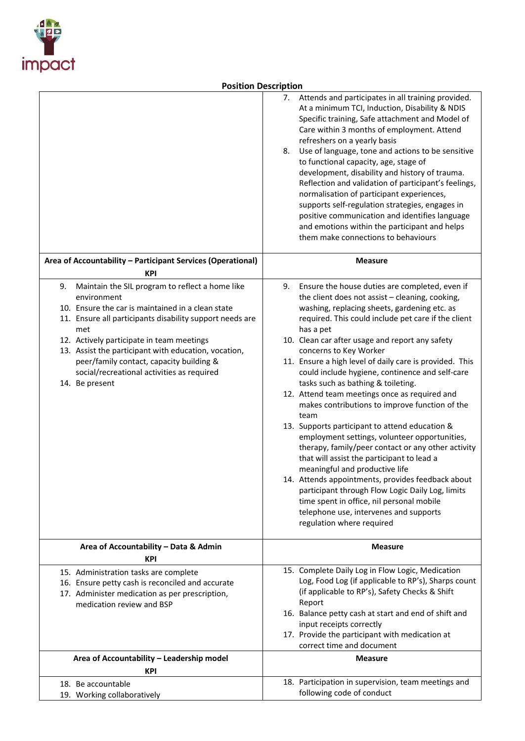**Position Description**

| | |
|---|---|
| | 7. Attends and participates in all training provided. At a minimum TCI, Induction, Disability & NDIS Specific training, Safe attachment and Model of Care within 3 months of employment. Attend refreshers on a yearly basis<br>8. Use of language, tone and actions to be sensitive to functional capacity, age, stage of development, disability and history of trauma. Reflection and validation of participant's feelings, normalisation of participant experiences, supports self-regulation strategies, engages in positive communication and identifies language and emotions within the participant and helps them make connections to behaviours |
| **Area of Accountability – Participant Services (Operational) KPI** | **Measure** |
| 9. Maintain the SIL program to reflect a home like environment<br>10. Ensure the car is maintained in a clean state<br>11. Ensure all participants disability support needs are met<br>12. Actively participate in team meetings<br>13. Assist the participant with education, vocation, peer/family contact, capacity building & social/recreational activities as required<br>14. Be present | 9. Ensure the house duties are completed, even if the client does not assist – cleaning, cooking, washing, replacing sheets, gardening etc. as required. This could include pet care if the client has a pet<br>10. Clean car after usage and report any safety concerns to Key Worker<br>11. Ensure a high level of daily care is provided. This could include hygiene, continence and self-care tasks such as bathing & toileting.<br>12. Attend team meetings once as required and makes contributions to improve function of the team<br>13. Supports participant to attend education & employment settings, volunteer opportunities, therapy, family/peer contact or any other activity that will assist the participant to lead a meaningful and productive life<br>14. Attends appointments, provides feedback about participant through Flow Logic Daily Log, limits time spent in office, nil personal mobile telephone use, intervenes and supports regulation where required |
| **Area of Accountability – Data & Admin KPI** | **Measure** |
| 15. Administration tasks are complete<br>16. Ensure petty cash is reconciled and accurate<br>17. Administer medication as per prescription, medication review and BSP | 15. Complete Daily Log in Flow Logic, Medication Log, Food Log (if applicable to RP's), Sharps count (if applicable to RP's), Safety Checks & Shift Report<br>16. Balance petty cash at start and end of shift and input receipts correctly<br>17. Provide the participant with medication at correct time and document |
| **Area of Accountability – Leadership model KPI** | **Measure** |
| 18. Be accountable<br>19. Working collaboratively | 18. Participation in supervision, team meetings and following code of conduct |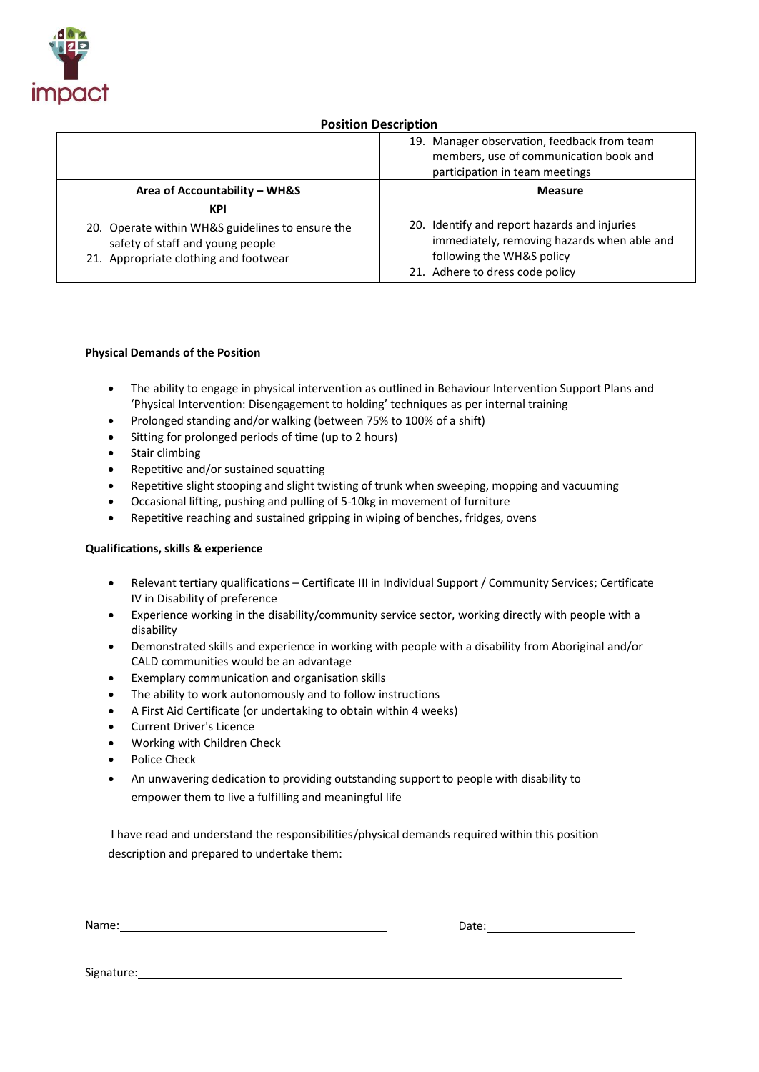**Position Description**

| | |
|---|---|
| | 19. Manager observation, feedback from team members, use of communication book and participation in team meetings |
| **Area of Accountability – WH&S**<br>**KPI** | **Measure** |
| 20. Operate within WH&S guidelines to ensure the safety of staff and young people<br>21. Appropriate clothing and footwear | 20. Identify and report hazards and injuries immediately, removing hazards when able and following the WH&S policy<br>21. Adhere to dress code policy |

**Physical Demands of the Position**

- The ability to engage in physical intervention as outlined in Behaviour Intervention Support Plans and 'Physical Intervention: Disengagement to holding' techniques as per internal training
- Prolonged standing and/or walking (between 75% to 100% of a shift)
- Sitting for prolonged periods of time (up to 2 hours)
- Stair climbing
- Repetitive and/or sustained squatting
- Repetitive slight stooping and slight twisting of trunk when sweeping, mopping and vacuuming
- Occasional lifting, pushing and pulling of 5-10kg in movement of furniture
- Repetitive reaching and sustained gripping in wiping of benches, fridges, ovens

**Qualifications, skills & experience**

- Relevant tertiary qualifications – Certificate III in Individual Support / Community Services; Certificate IV in Disability of preference
- Experience working in the disability/community service sector, working directly with people with a disability
- Demonstrated skills and experience in working with people with a disability from Aboriginal and/or CALD communities would be an advantage
- Exemplary communication and organisation skills
- The ability to work autonomously and to follow instructions
- A First Aid Certificate (or undertaking to obtain within 4 weeks)
- Current Driver's Licence
- Working with Children Check
- Police Check
- An unwavering dedication to providing outstanding support to people with disability to empower them to live a fulfilling and meaningful life

I have read and understand the responsibilities/physical demands required within this position description and prepared to undertake them:

Name: ________________________________ Date: ____________________

Signature: ____________________________________________________________